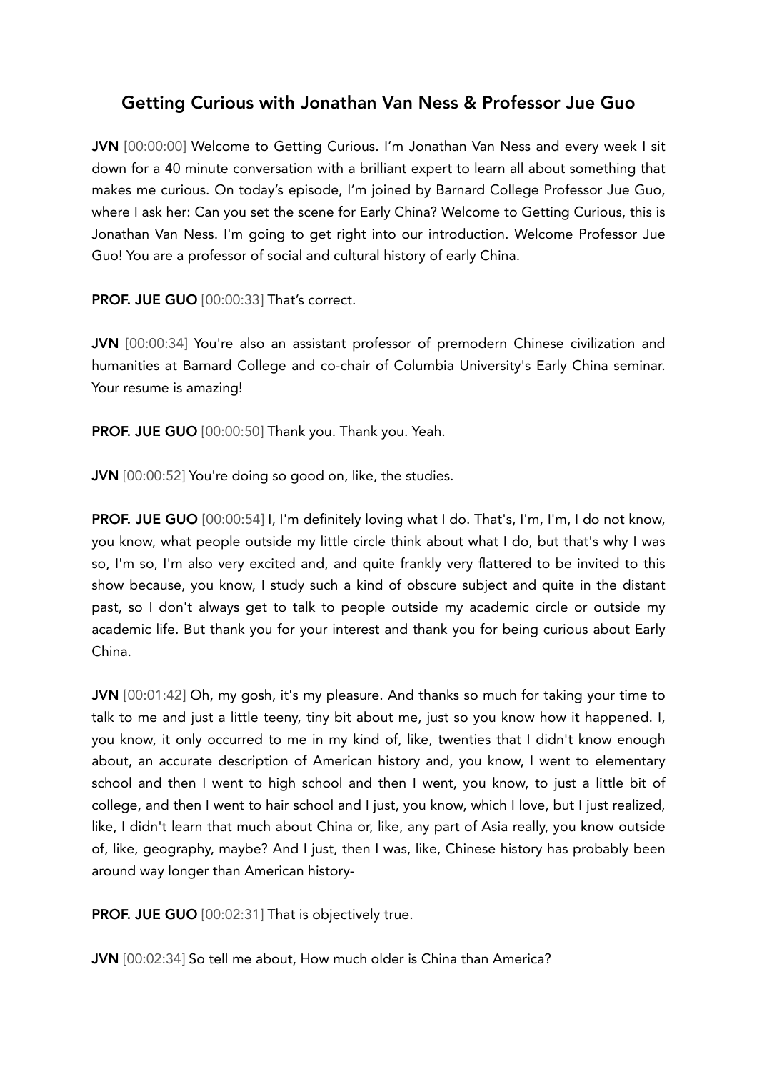# Getting Curious with Jonathan Van Ness & Professor Jue Guo

**JVN** [00:00:00] Welcome to Getting Curious. I'm Jonathan Van Ness and every week I sit down for a 40 minute conversation with a brilliant expert to learn all about something that makes me curious. On today's episode, I'm joined by Barnard College Professor Jue Guo, where I ask her: Can you set the scene for Early China? Welcome to Getting Curious, this is Jonathan Van Ness. I'm going to get right into our introduction. Welcome Professor Jue Guo! You are a professor of social and cultural history of early China.

**PROF. JUE GUO** [00:00:33] That's correct.

**JVN** [00:00:34] You're also an assistant professor of premodern Chinese civilization and humanities at Barnard College and co-chair of Columbia University's Early China seminar. Your resume is amazing!

**PROF. JUE GUO** [00:00:50] Thank you. Thank you. Yeah.

**JVN** [00:00:52] You're doing so good on, like, the studies.

**PROF. JUE GUO** [00:00:54] I, I'm definitely loving what I do. That's, I'm, I'm, I do not know, you know, what people outside my little circle think about what I do, but that's why I was so, I'm so, I'm also very excited and, and quite frankly very flattered to be invited to this show because, you know, I study such a kind of obscure subject and quite in the distant past, so I don't always get to talk to people outside my academic circle or outside my academic life. But thank you for your interest and thank you for being curious about Early China.

**JVN** [00:01:42] Oh, my gosh, it's my pleasure. And thanks so much for taking your time to talk to me and just a little teeny, tiny bit about me, just so you know how it happened. I, you know, it only occurred to me in my kind of, like, twenties that I didn't know enough about, an accurate description of American history and, you know, I went to elementary school and then I went to high school and then I went, you know, to just a little bit of college, and then I went to hair school and I just, you know, which I love, but I just realized, like, I didn't learn that much about China or, like, any part of Asia really, you know outside of, like, geography, maybe? And I just, then I was, like, Chinese history has probably been around way longer than American history-

**PROF. JUE GUO** [00:02:31] That is objectively true.

**JVN** [00:02:34] So tell me about, How much older is China than America?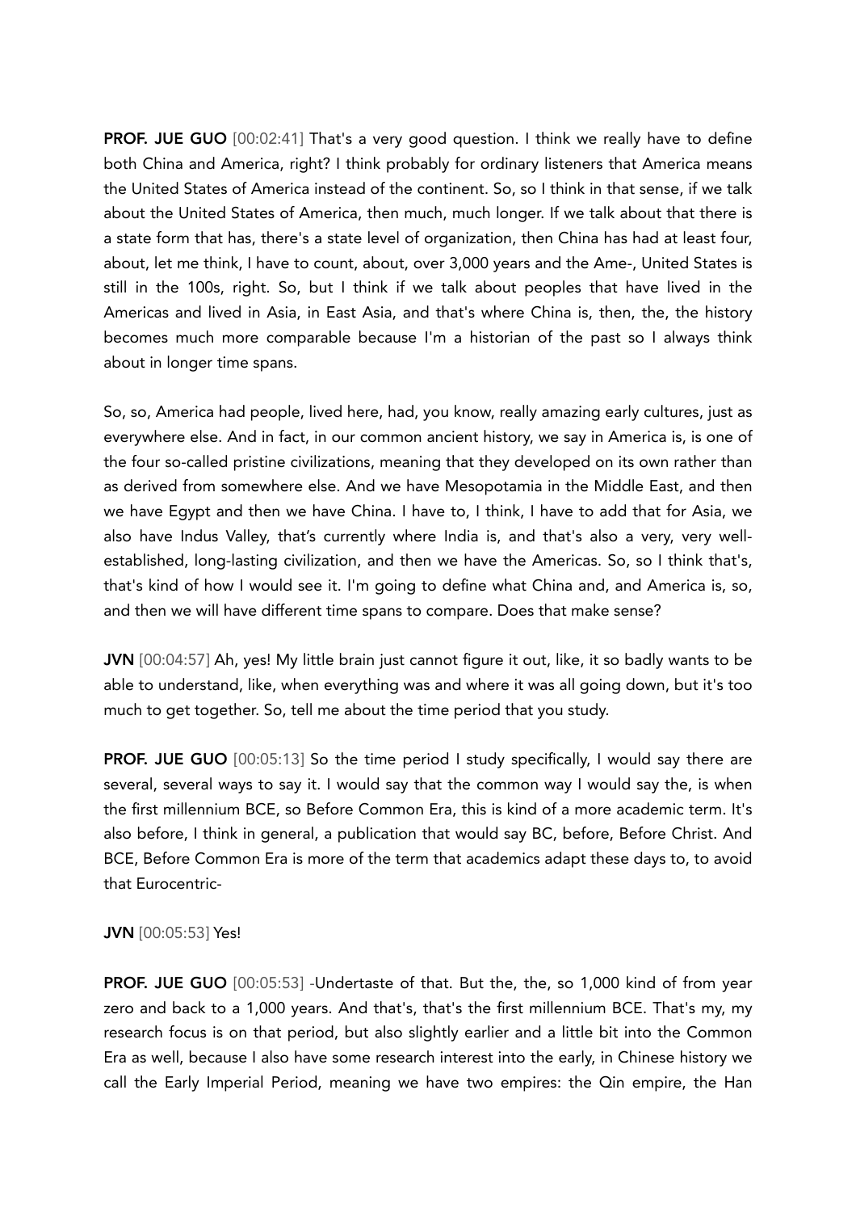**PROF. JUE GUO** [00:02:41] That's a very good question. I think we really have to define both China and America, right? I think probably for ordinary listeners that America means the United States of America instead of the continent. So, so I think in that sense, if we talk about the United States of America, then much, much longer. If we talk about that there is a state form that has, there's a state level of organization, then China has had at least four, about, let me think, I have to count, about, over 3,000 years and the Ame-, United States is still in the 100s, right. So, but I think if we talk about peoples that have lived in the Americas and lived in Asia, in East Asia, and that's where China is, then, the, the history becomes much more comparable because I'm a historian of the past so I always think about in longer time spans.

So, so, America had people, lived here, had, you know, really amazing early cultures, just as everywhere else. And in fact, in our common ancient history, we say in America is, is one of the four so-called pristine civilizations, meaning that they developed on its own rather than as derived from somewhere else. And we have Mesopotamia in the Middle East, and then we have Egypt and then we have China. I have to, I think, I have to add that for Asia, we also have Indus Valley, that's currently where India is, and that's also a very, very well-established, long-lasting civilization, and then we have the Americas. So, so I think that's, that's kind of how I would see it. I'm going to define what China and, and America is, so, and then we will have different time spans to compare. Does that make sense?

**JVN** [00:04:57] Ah, yes! My little brain just cannot figure it out, like, it so badly wants to be able to understand, like, when everything was and where it was all going down, but it's too much to get together. So, tell me about the time period that you study.

**PROF. JUE GUO** [00:05:13] So the time period I study specifically, I would say there are several, several ways to say it. I would say that the common way I would say the, is when the first millennium BCE, so Before Common Era, this is kind of a more academic term. It's also before, I think in general, a publication that would say BC, before, Before Christ. And BCE, Before Common Era is more of the term that academics adapt these days to, to avoid that Eurocentric-

**JVN** [00:05:53] Yes!

**PROF. JUE GUO** [00:05:53] -Undertaste of that. But the, the, so 1,000 kind of from year zero and back to a 1,000 years. And that's, that's the first millennium BCE. That's my, my research focus is on that period, but also slightly earlier and a little bit into the Common Era as well, because I also have some research interest into the early, in Chinese history we call the Early Imperial Period, meaning we have two empires: the Qin empire, the Han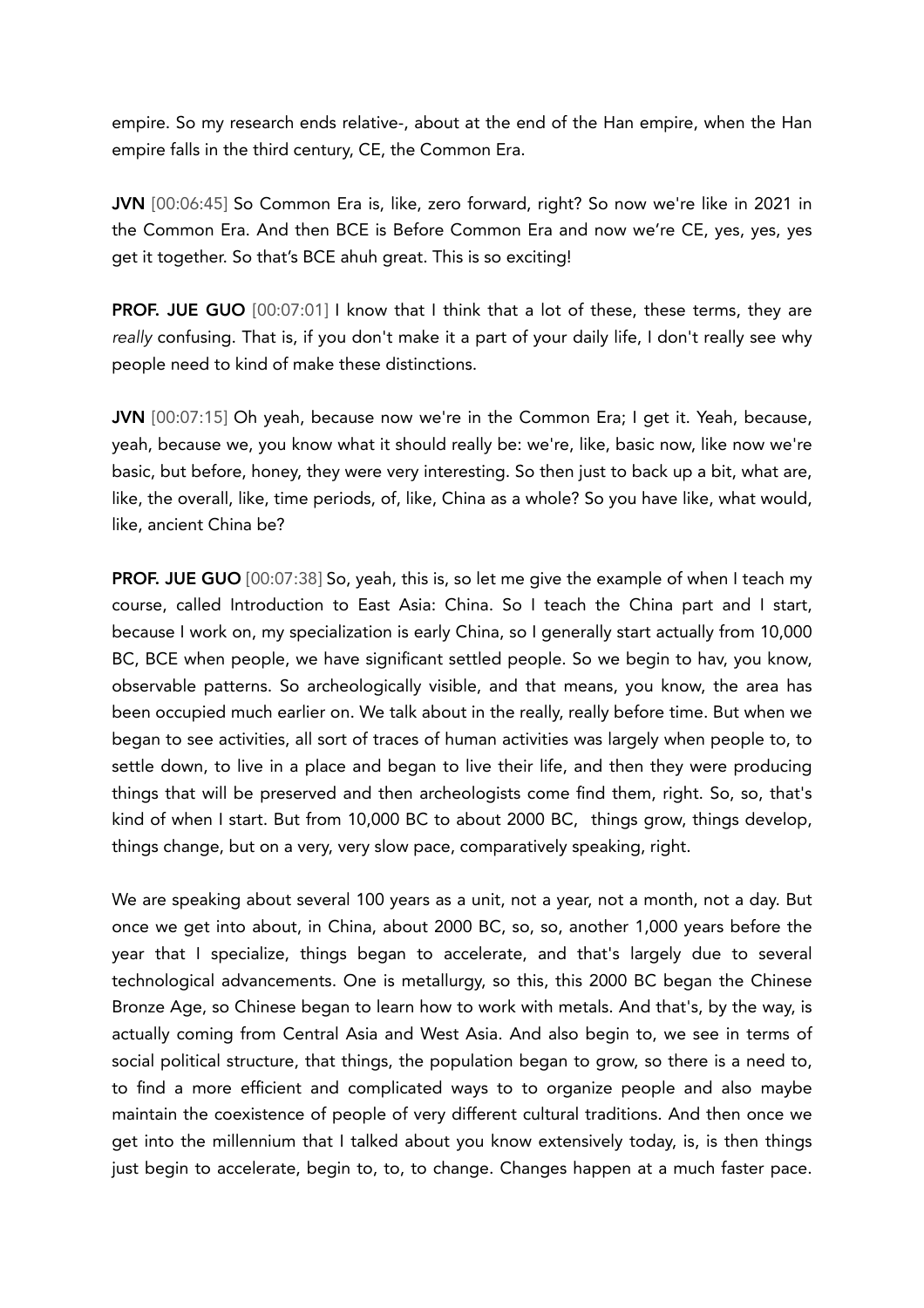empire. So my research ends relative-, about at the end of the Han empire, when the Han empire falls in the third century, CE, the Common Era.

**JVN** [00:06:45] So Common Era is, like, zero forward, right? So now we're like in 2021 in the Common Era. And then BCE is Before Common Era and now we're CE, yes, yes, yes get it together. So that's BCE ahuh great. This is so exciting!

**PROF. JUE GUO** [00:07:01] I know that I think that a lot of these, these terms, they are *really* confusing. That is, if you don't make it a part of your daily life, I don't really see why people need to kind of make these distinctions.

**JVN** [00:07:15] Oh yeah, because now we're in the Common Era; I get it. Yeah, because, yeah, because we, you know what it should really be: we're, like, basic now, like now we're basic, but before, honey, they were very interesting. So then just to back up a bit, what are, like, the overall, like, time periods, of, like, China as a whole? So you have like, what would, like, ancient China be?

**PROF. JUE GUO** [00:07:38] So, yeah, this is, so let me give the example of when I teach my course, called Introduction to East Asia: China. So I teach the China part and I start, because I work on, my specialization is early China, so I generally start actually from 10,000 BC, BCE when people, we have significant settled people. So we begin to hav, you know, observable patterns. So archeologically visible, and that means, you know, the area has been occupied much earlier on. We talk about in the really, really before time. But when we began to see activities, all sort of traces of human activities was largely when people to, to settle down, to live in a place and began to live their life, and then they were producing things that will be preserved and then archeologists come find them, right. So, so, that's kind of when I start. But from 10,000 BC to about 2000 BC, things grow, things develop, things change, but on a very, very slow pace, comparatively speaking, right.

We are speaking about several 100 years as a unit, not a year, not a month, not a day. But once we get into about, in China, about 2000 BC, so, so, another 1,000 years before the year that I specialize, things began to accelerate, and that's largely due to several technological advancements. One is metallurgy, so this, this 2000 BC began the Chinese Bronze Age, so Chinese began to learn how to work with metals. And that's, by the way, is actually coming from Central Asia and West Asia. And also begin to, we see in terms of social political structure, that things, the population began to grow, so there is a need to, to find a more efficient and complicated ways to to organize people and also maybe maintain the coexistence of people of very different cultural traditions. And then once we get into the millennium that I talked about you know extensively today, is, is then things just begin to accelerate, begin to, to, to change. Changes happen at a much faster pace.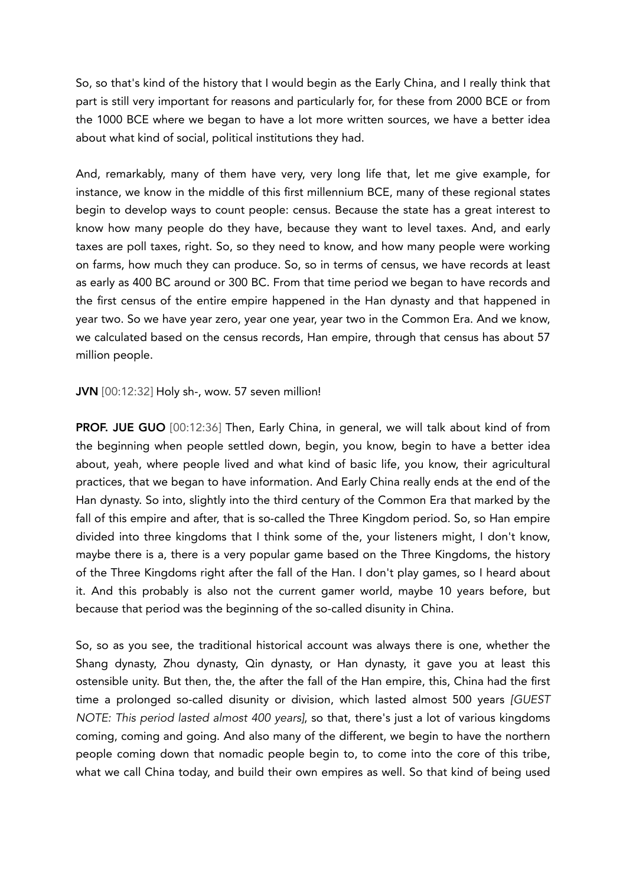So, so that's kind of the history that I would begin as the Early China, and I really think that part is still very important for reasons and particularly for, for these from 2000 BCE or from the 1000 BCE where we began to have a lot more written sources, we have a better idea about what kind of social, political institutions they had.

And, remarkably, many of them have very, very long life that, let me give example, for instance, we know in the middle of this first millennium BCE, many of these regional states begin to develop ways to count people: census. Because the state has a great interest to know how many people do they have, because they want to level taxes. And, and early taxes are poll taxes, right. So, so they need to know, and how many people were working on farms, how much they can produce. So, so in terms of census, we have records at least as early as 400 BC around or 300 BC. From that time period we began to have records and the first census of the entire empire happened in the Han dynasty and that happened in year two. So we have year zero, year one year, year two in the Common Era. And we know, we calculated based on the census records, Han empire, through that census has about 57 million people.

**JVN** [00:12:32] Holy sh-, wow. 57 seven million!

**PROF. JUE GUO** [00:12:36] Then, Early China, in general, we will talk about kind of from the beginning when people settled down, begin, you know, begin to have a better idea about, yeah, where people lived and what kind of basic life, you know, their agricultural practices, that we began to have information. And Early China really ends at the end of the Han dynasty. So into, slightly into the third century of the Common Era that marked by the fall of this empire and after, that is so-called the Three Kingdom period. So, so Han empire divided into three kingdoms that I think some of the, your listeners might, I don't know, maybe there is a, there is a very popular game based on the Three Kingdoms, the history of the Three Kingdoms right after the fall of the Han. I don't play games, so I heard about it. And this probably is also not the current gamer world, maybe 10 years before, but because that period was the beginning of the so-called disunity in China.

So, so as you see, the traditional historical account was always there is one, whether the Shang dynasty, Zhou dynasty, Qin dynasty, or Han dynasty, it gave you at least this ostensible unity. But then, the, the after the fall of the Han empire, this, China had the first time a prolonged so-called disunity or division, which lasted almost 500 years *[GUEST NOTE: This period lasted almost 400 years]*, so that, there's just a lot of various kingdoms coming, coming and going. And also many of the different, we begin to have the northern people coming down that nomadic people begin to, to come into the core of this tribe, what we call China today, and build their own empires as well. So that kind of being used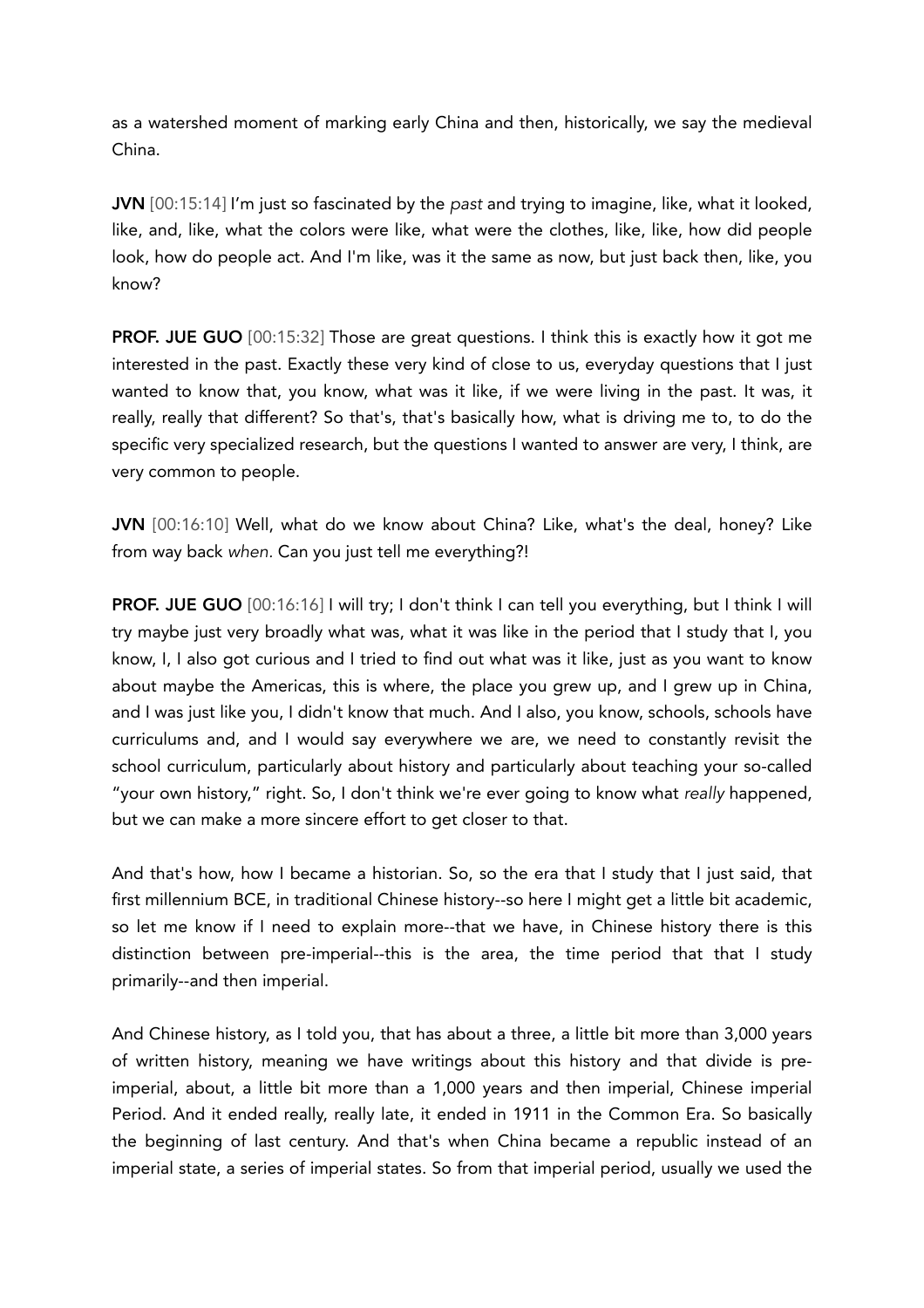as a watershed moment of marking early China and then, historically, we say the medieval China.

**JVN** [00:15:14] I'm just so fascinated by the *past* and trying to imagine, like, what it looked, like, and, like, what the colors were like, what were the clothes, like, like, how did people look, how do people act. And I'm like, was it the same as now, but just back then, like, you know?

**PROF. JUE GUO** [00:15:32] Those are great questions. I think this is exactly how it got me interested in the past. Exactly these very kind of close to us, everyday questions that I just wanted to know that, you know, what was it like, if we were living in the past. It was, it really, really that different? So that's, that's basically how, what is driving me to, to do the specific very specialized research, but the questions I wanted to answer are very, I think, are very common to people.

**JVN** [00:16:10] Well, what do we know about China? Like, what's the deal, honey? Like from way back *when*. Can you just tell me everything?!

**PROF. JUE GUO** [00:16:16] I will try; I don't think I can tell you everything, but I think I will try maybe just very broadly what was, what it was like in the period that I study that I, you know, I, I also got curious and I tried to find out what was it like, just as you want to know about maybe the Americas, this is where, the place you grew up, and I grew up in China, and I was just like you, I didn't know that much. And I also, you know, schools, schools have curriculums and, and I would say everywhere we are, we need to constantly revisit the school curriculum, particularly about history and particularly about teaching your so-called "your own history," right. So, I don't think we're ever going to know what *really* happened, but we can make a more sincere effort to get closer to that.

And that's how, how I became a historian. So, so the era that I study that I just said, that first millennium BCE, in traditional Chinese history--so here I might get a little bit academic, so let me know if I need to explain more--that we have, in Chinese history there is this distinction between pre-imperial--this is the area, the time period that that I study primarily--and then imperial.

And Chinese history, as I told you, that has about a three, a little bit more than 3,000 years of written history, meaning we have writings about this history and that divide is pre-imperial, about, a little bit more than a 1,000 years and then imperial, Chinese imperial Period. And it ended really, really late, it ended in 1911 in the Common Era. So basically the beginning of last century. And that's when China became a republic instead of an imperial state, a series of imperial states. So from that imperial period, usually we used the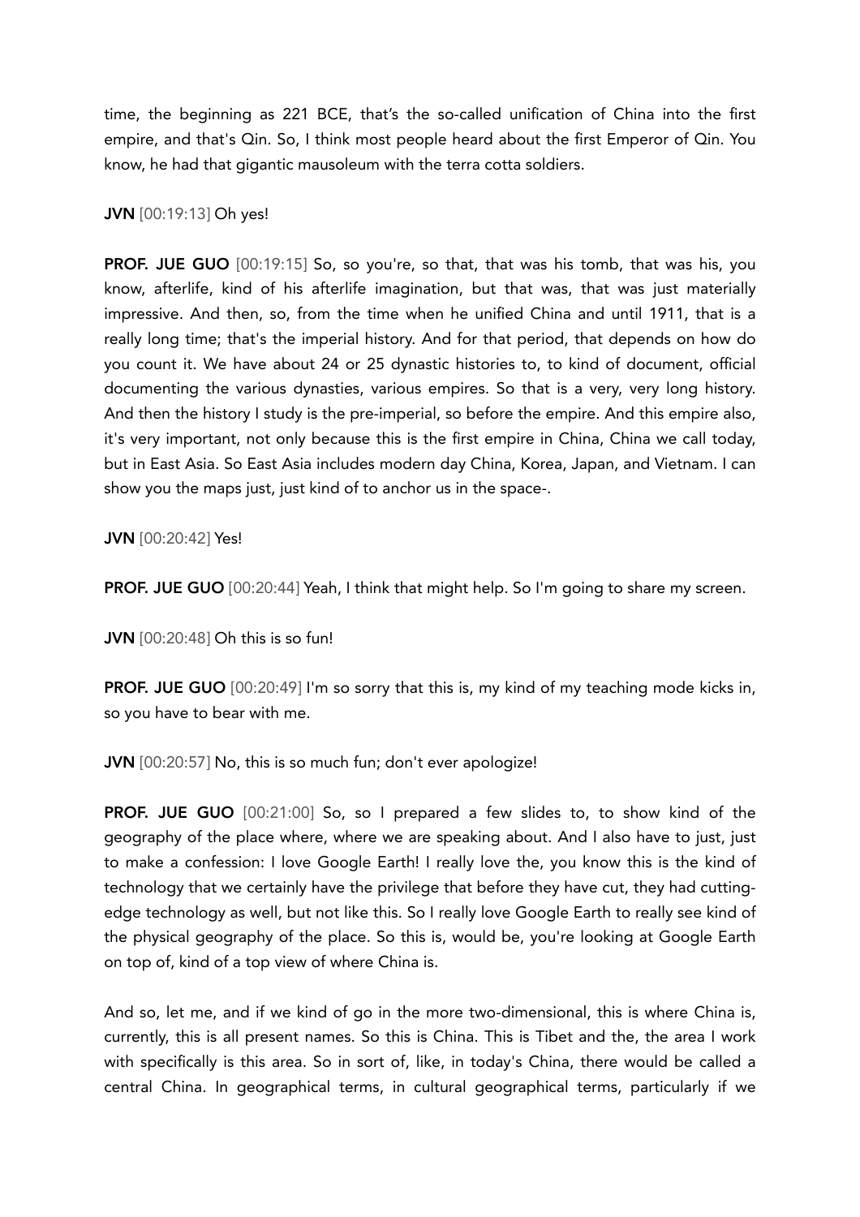time, the beginning as 221 BCE, that's the so-called unification of China into the first empire, and that's Qin. So, I think most people heard about the first Emperor of Qin. You know, he had that gigantic mausoleum with the terra cotta soldiers.

**JVN** [00:19:13] Oh yes!

**PROF. JUE GUO** [00:19:15] So, so you're, so that, that was his tomb, that was his, you know, afterlife, kind of his afterlife imagination, but that was, that was just materially impressive. And then, so, from the time when he unified China and until 1911, that is a really long time; that's the imperial history. And for that period, that depends on how do you count it. We have about 24 or 25 dynastic histories to, to kind of document, official documenting the various dynasties, various empires. So that is a very, very long history. And then the history I study is the pre-imperial, so before the empire. And this empire also, it's very important, not only because this is the first empire in China, China we call today, but in East Asia. So East Asia includes modern day China, Korea, Japan, and Vietnam. I can show you the maps just, just kind of to anchor us in the space-.

**JVN** [00:20:42] Yes!

**PROF. JUE GUO** [00:20:44] Yeah, I think that might help. So I'm going to share my screen.

**JVN** [00:20:48] Oh this is so fun!

**PROF. JUE GUO** [00:20:49] I'm so sorry that this is, my kind of my teaching mode kicks in, so you have to bear with me.

**JVN** [00:20:57] No, this is so much fun; don't ever apologize!

**PROF. JUE GUO** [00:21:00] So, so I prepared a few slides to, to show kind of the geography of the place where, where we are speaking about. And I also have to just, just to make a confession: I love Google Earth! I really love the, you know this is the kind of technology that we certainly have the privilege that before they have cut, they had cutting-edge technology as well, but not like this. So I really love Google Earth to really see kind of the physical geography of the place. So this is, would be, you're looking at Google Earth on top of, kind of a top view of where China is.

And so, let me, and if we kind of go in the more two-dimensional, this is where China is, currently, this is all present names. So this is China. This is Tibet and the, the area I work with specifically is this area. So in sort of, like, in today's China, there would be called a central China. In geographical terms, in cultural geographical terms, particularly if we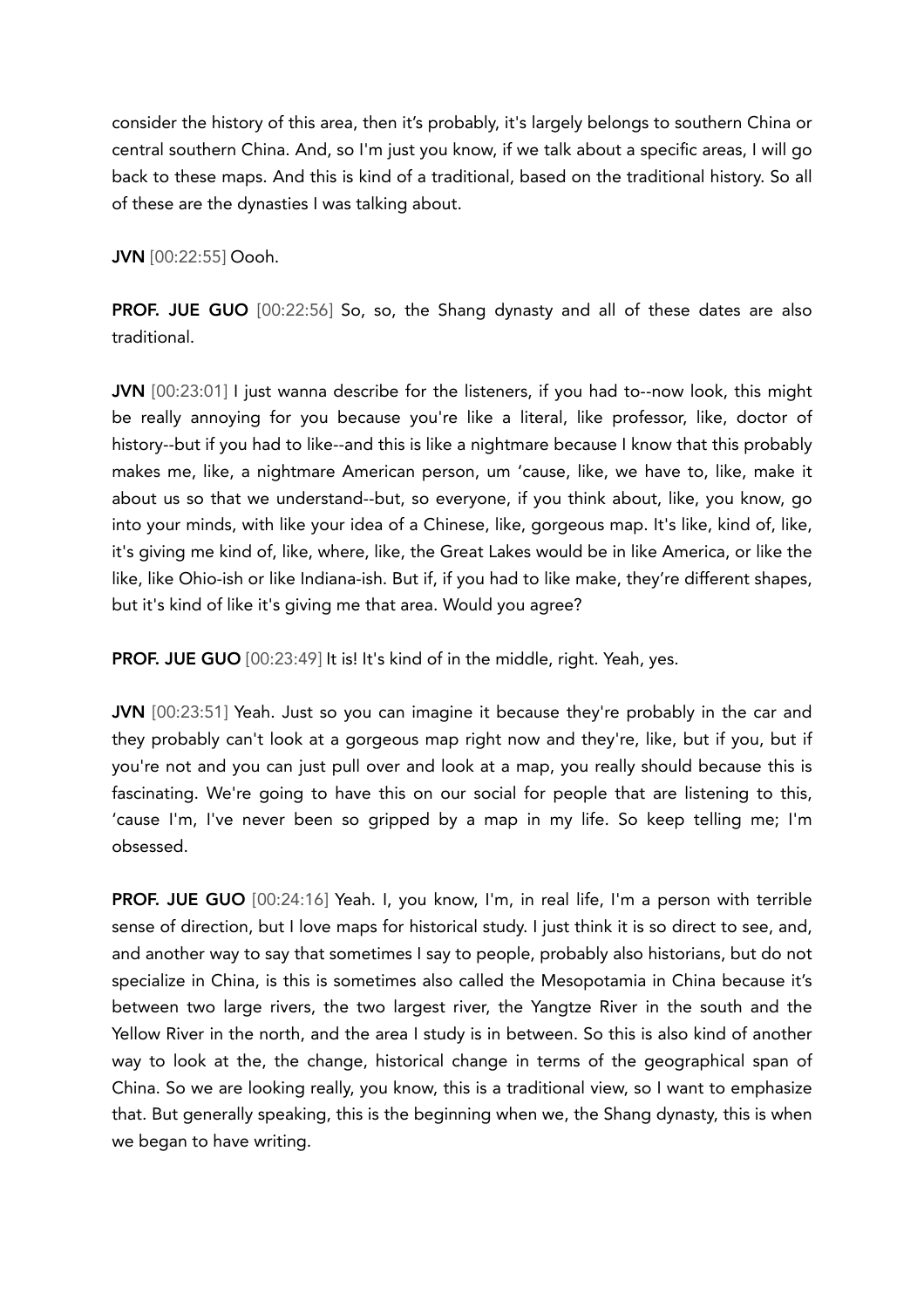consider the history of this area, then it's probably, it's largely belongs to southern China or central southern China. And, so I'm just you know, if we talk about a specific areas, I will go back to these maps. And this is kind of a traditional, based on the traditional history. So all of these are the dynasties I was talking about.

**JVN** [00:22:55] Oooh.

**PROF. JUE GUO** [00:22:56] So, so, the Shang dynasty and all of these dates are also traditional.

**JVN** [00:23:01] I just wanna describe for the listeners, if you had to--now look, this might be really annoying for you because you're like a literal, like professor, like, doctor of history--but if you had to like--and this is like a nightmare because I know that this probably makes me, like, a nightmare American person, um 'cause, like, we have to, like, make it about us so that we understand--but, so everyone, if you think about, like, you know, go into your minds, with like your idea of a Chinese, like, gorgeous map. It's like, kind of, like, it's giving me kind of, like, where, like, the Great Lakes would be in like America, or like the like, like Ohio-ish or like Indiana-ish. But if, if you had to like make, they're different shapes, but it's kind of like it's giving me that area. Would you agree?

**PROF. JUE GUO** [00:23:49] It is! It's kind of in the middle, right. Yeah, yes.

**JVN** [00:23:51] Yeah. Just so you can imagine it because they're probably in the car and they probably can't look at a gorgeous map right now and they're, like, but if you, but if you're not and you can just pull over and look at a map, you really should because this is fascinating. We're going to have this on our social for people that are listening to this, 'cause I'm, I've never been so gripped by a map in my life. So keep telling me; I'm obsessed.

**PROF. JUE GUO** [00:24:16] Yeah. I, you know, I'm, in real life, I'm a person with terrible sense of direction, but I love maps for historical study. I just think it is so direct to see, and, and another way to say that sometimes I say to people, probably also historians, but do not specialize in China, is this is sometimes also called the Mesopotamia in China because it's between two large rivers, the two largest river, the Yangtze River in the south and the Yellow River in the north, and the area I study is in between. So this is also kind of another way to look at the, the change, historical change in terms of the geographical span of China. So we are looking really, you know, this is a traditional view, so I want to emphasize that. But generally speaking, this is the beginning when we, the Shang dynasty, this is when we began to have writing.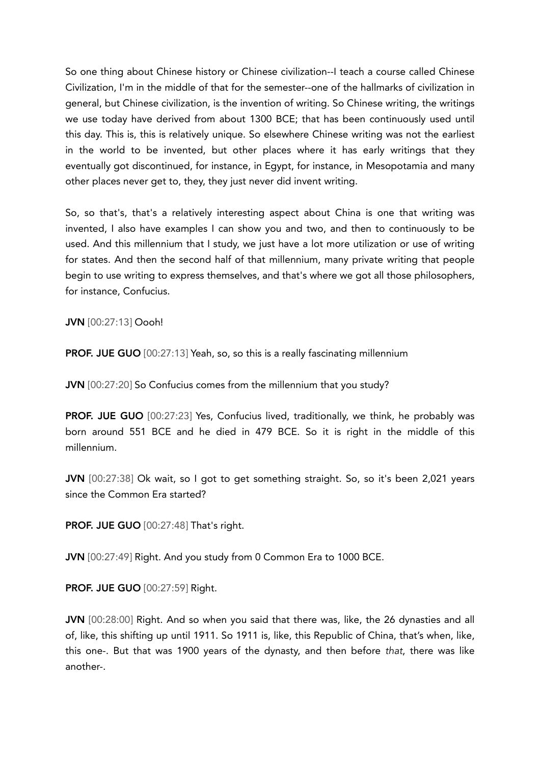So one thing about Chinese history or Chinese civilization--I teach a course called Chinese Civilization, I'm in the middle of that for the semester--one of the hallmarks of civilization in general, but Chinese civilization, is the invention of writing. So Chinese writing, the writings we use today have derived from about 1300 BCE; that has been continuously used until this day. This is, this is relatively unique. So elsewhere Chinese writing was not the earliest in the world to be invented, but other places where it has early writings that they eventually got discontinued, for instance, in Egypt, for instance, in Mesopotamia and many other places never get to, they, they just never did invent writing.

So, so that's, that's a relatively interesting aspect about China is one that writing was invented, I also have examples I can show you and two, and then to continuously to be used. And this millennium that I study, we just have a lot more utilization or use of writing for states. And then the second half of that millennium, many private writing that people begin to use writing to express themselves, and that's where we got all those philosophers, for instance, Confucius.

**JVN** [00:27:13] Oooh!

**PROF. JUE GUO** [00:27:13] Yeah, so, so this is a really fascinating millennium

**JVN** [00:27:20] So Confucius comes from the millennium that you study?

**PROF. JUE GUO** [00:27:23] Yes, Confucius lived, traditionally, we think, he probably was born around 551 BCE and he died in 479 BCE. So it is right in the middle of this millennium.

**JVN** [00:27:38] Ok wait, so I got to get something straight. So, so it's been 2,021 years since the Common Era started?

**PROF. JUE GUO** [00:27:48] That's right.

**JVN** [00:27:49] Right. And you study from 0 Common Era to 1000 BCE.

**PROF. JUE GUO** [00:27:59] Right.

**JVN** [00:28:00] Right. And so when you said that there was, like, the 26 dynasties and all of, like, this shifting up until 1911. So 1911 is, like, this Republic of China, that's when, like, this one-. But that was 1900 years of the dynasty, and then before *that*, there was like another-.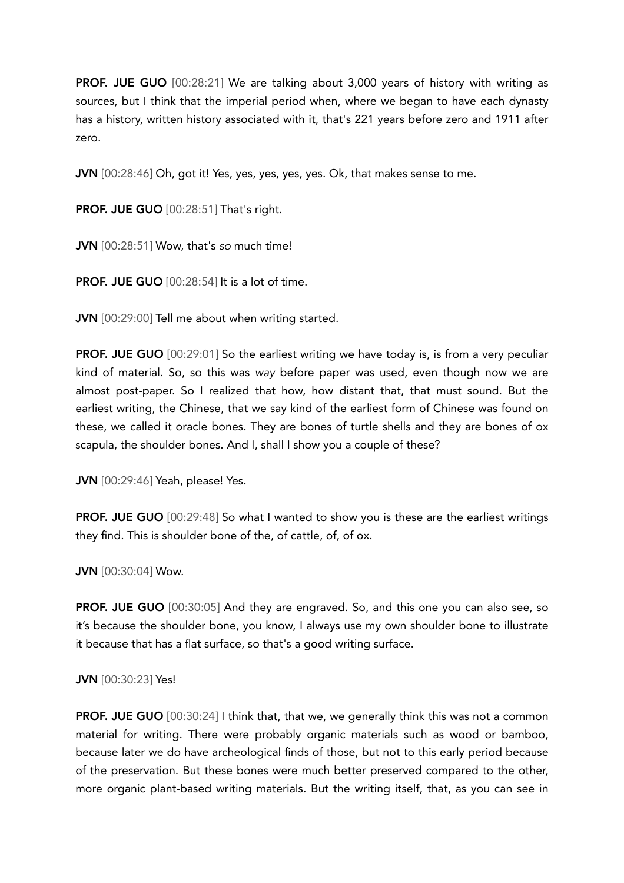**PROF. JUE GUO** [00:28:21] We are talking about 3,000 years of history with writing as sources, but I think that the imperial period when, where we began to have each dynasty has a history, written history associated with it, that's 221 years before zero and 1911 after zero.

**JVN** [00:28:46] Oh, got it! Yes, yes, yes, yes, yes. Ok, that makes sense to me.

**PROF. JUE GUO** [00:28:51] That's right.

**JVN** [00:28:51] Wow, that's *so* much time!

**PROF. JUE GUO** [00:28:54] It is a lot of time.

**JVN** [00:29:00] Tell me about when writing started.

**PROF. JUE GUO** [00:29:01] So the earliest writing we have today is, is from a very peculiar kind of material. So, so this was *way* before paper was used, even though now we are almost post-paper. So I realized that how, how distant that, that must sound. But the earliest writing, the Chinese, that we say kind of the earliest form of Chinese was found on these, we called it oracle bones. They are bones of turtle shells and they are bones of ox scapula, the shoulder bones. And I, shall I show you a couple of these?

**JVN** [00:29:46] Yeah, please! Yes.

**PROF. JUE GUO** [00:29:48] So what I wanted to show you is these are the earliest writings they find. This is shoulder bone of the, of cattle, of, of ox.

**JVN** [00:30:04] Wow.

**PROF. JUE GUO** [00:30:05] And they are engraved. So, and this one you can also see, so it's because the shoulder bone, you know, I always use my own shoulder bone to illustrate it because that has a flat surface, so that's a good writing surface.

**JVN** [00:30:23] Yes!

**PROF. JUE GUO** [00:30:24] I think that, that we, we generally think this was not a common material for writing. There were probably organic materials such as wood or bamboo, because later we do have archeological finds of those, but not to this early period because of the preservation. But these bones were much better preserved compared to the other, more organic plant-based writing materials. But the writing itself, that, as you can see in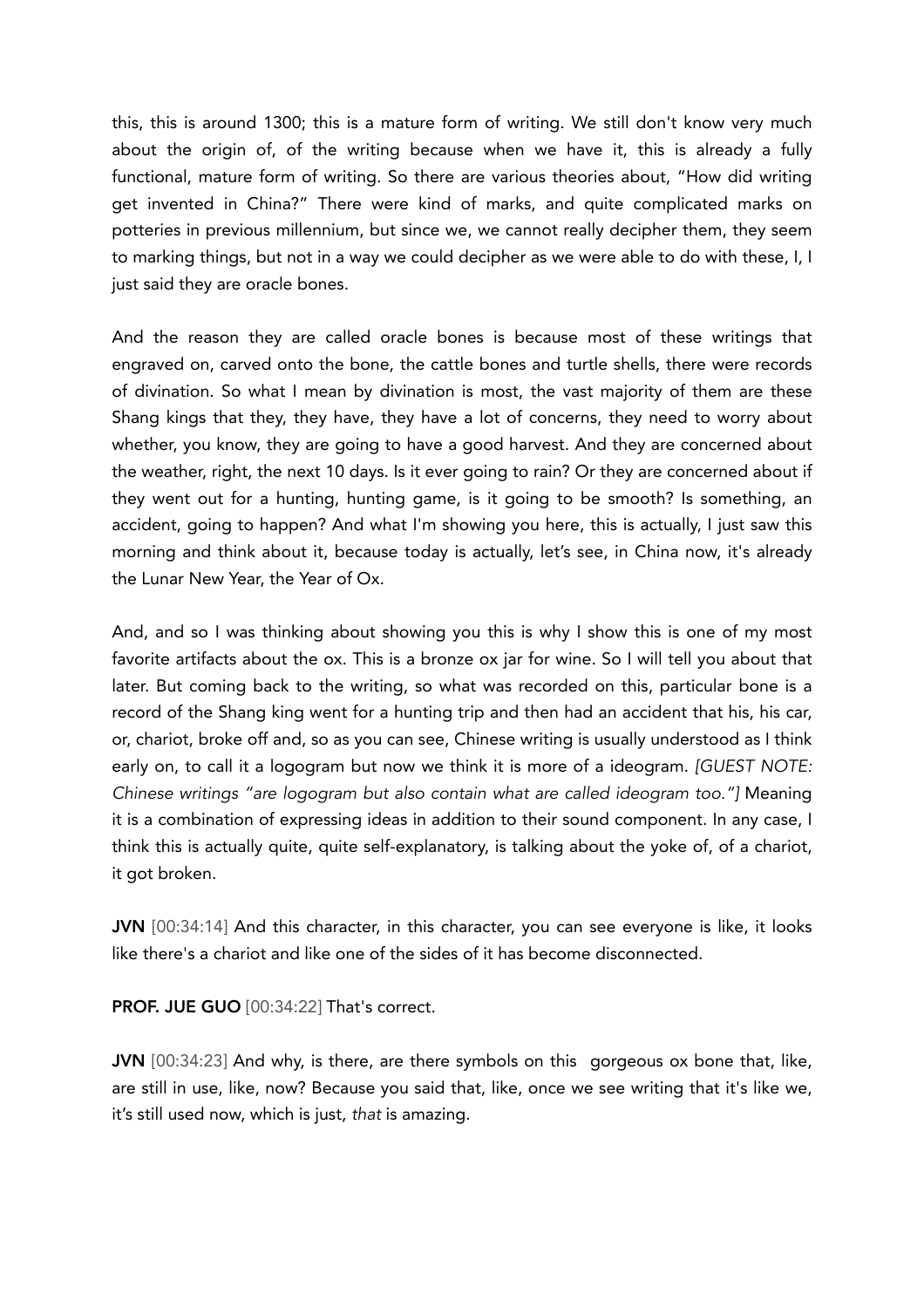this, this is around 1300; this is a mature form of writing. We still don't know very much about the origin of, of the writing because when we have it, this is already a fully functional, mature form of writing. So there are various theories about, "How did writing get invented in China?" There were kind of marks, and quite complicated marks on potteries in previous millennium, but since we, we cannot really decipher them, they seem to marking things, but not in a way we could decipher as we were able to do with these, I, I just said they are oracle bones.

And the reason they are called oracle bones is because most of these writings that engraved on, carved onto the bone, the cattle bones and turtle shells, there were records of divination. So what I mean by divination is most, the vast majority of them are these Shang kings that they, they have, they have a lot of concerns, they need to worry about whether, you know, they are going to have a good harvest. And they are concerned about the weather, right, the next 10 days. Is it ever going to rain? Or they are concerned about if they went out for a hunting, hunting game, is it going to be smooth? Is something, an accident, going to happen? And what I'm showing you here, this is actually, I just saw this morning and think about it, because today is actually, let's see, in China now, it's already the Lunar New Year, the Year of Ox.

And, and so I was thinking about showing you this is why I show this is one of my most favorite artifacts about the ox. This is a bronze ox jar for wine. So I will tell you about that later. But coming back to the writing, so what was recorded on this, particular bone is a record of the Shang king went for a hunting trip and then had an accident that his, his car, or, chariot, broke off and, so as you can see, Chinese writing is usually understood as I think early on, to call it a logogram but now we think it is more of a ideogram. *[GUEST NOTE: Chinese writings "are logogram but also contain what are called ideogram too."]* Meaning it is a combination of expressing ideas in addition to their sound component. In any case, I think this is actually quite, quite self-explanatory, is talking about the yoke of, of a chariot, it got broken.

**JVN** [00:34:14] And this character, in this character, you can see everyone is like, it looks like there's a chariot and like one of the sides of it has become disconnected.

**PROF. JUE GUO** [00:34:22] That's correct.

**JVN** [00:34:23] And why, is there, are there symbols on this gorgeous ox bone that, like, are still in use, like, now? Because you said that, like, once we see writing that it's like we, it's still used now, which is just, *that* is amazing.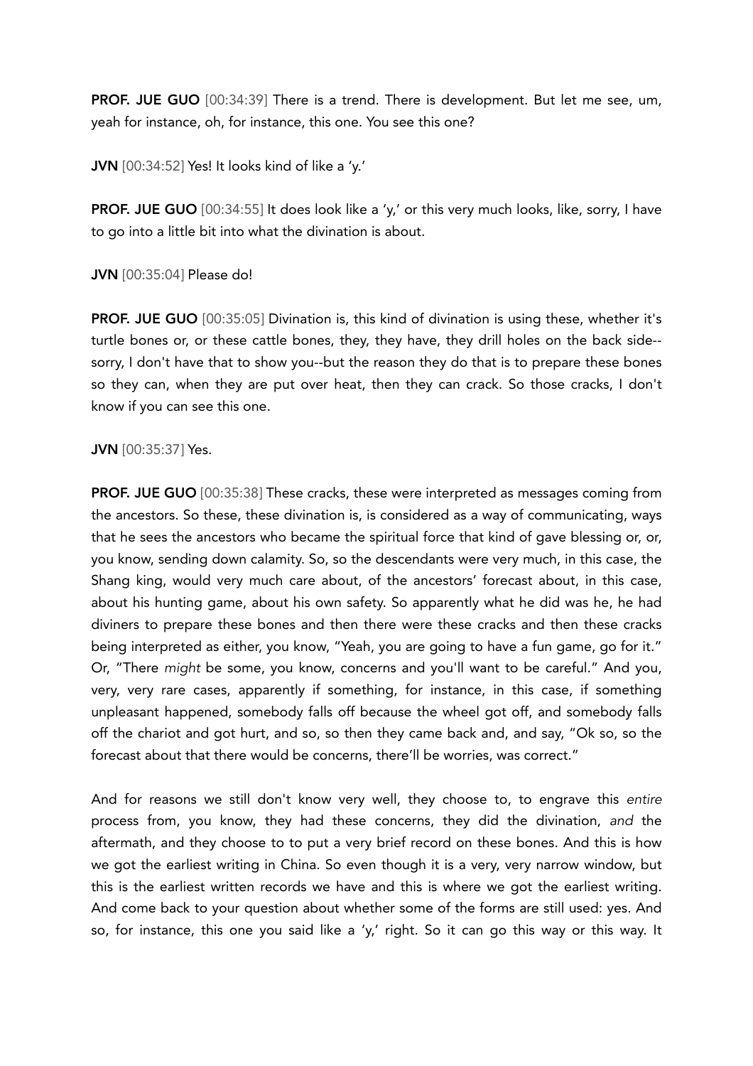**PROF. JUE GUO** [00:34:39] There is a trend. There is development. But let me see, um, yeah for instance, oh, for instance, this one. You see this one?

**JVN** [00:34:52] Yes! It looks kind of like a 'y.'

**PROF. JUE GUO** [00:34:55] It does look like a 'y,' or this very much looks, like, sorry, I have to go into a little bit into what the divination is about.

**JVN** [00:35:04] Please do!

**PROF. JUE GUO** [00:35:05] Divination is, this kind of divination is using these, whether it's turtle bones or, or these cattle bones, they, they have, they drill holes on the back side-- sorry, I don't have that to show you--but the reason they do that is to prepare these bones so they can, when they are put over heat, then they can crack. So those cracks, I don't know if you can see this one.

**JVN** [00:35:37] Yes.

**PROF. JUE GUO** [00:35:38] These cracks, these were interpreted as messages coming from the ancestors. So these, these divination is, is considered as a way of communicating, ways that he sees the ancestors who became the spiritual force that kind of gave blessing or, or, you know, sending down calamity. So, so the descendants were very much, in this case, the Shang king, would very much care about, of the ancestors' forecast about, in this case, about his hunting game, about his own safety. So apparently what he did was he, he had diviners to prepare these bones and then there were these cracks and then these cracks being interpreted as either, you know, "Yeah, you are going to have a fun game, go for it." Or, "There *might* be some, you know, concerns and you'll want to be careful." And you, very, very rare cases, apparently if something, for instance, in this case, if something unpleasant happened, somebody falls off because the wheel got off, and somebody falls off the chariot and got hurt, and so, so then they came back and, and say, "Ok so, so the forecast about that there would be concerns, there'll be worries, was correct."

And for reasons we still don't know very well, they choose to, to engrave this *entire* process from, you know, they had these concerns, they did the divination, *and* the aftermath, and they choose to to put a very brief record on these bones. And this is how we got the earliest writing in China. So even though it is a very, very narrow window, but this is the earliest written records we have and this is where we got the earliest writing. And come back to your question about whether some of the forms are still used: yes. And so, for instance, this one you said like a 'y,' right. So it can go this way or this way. It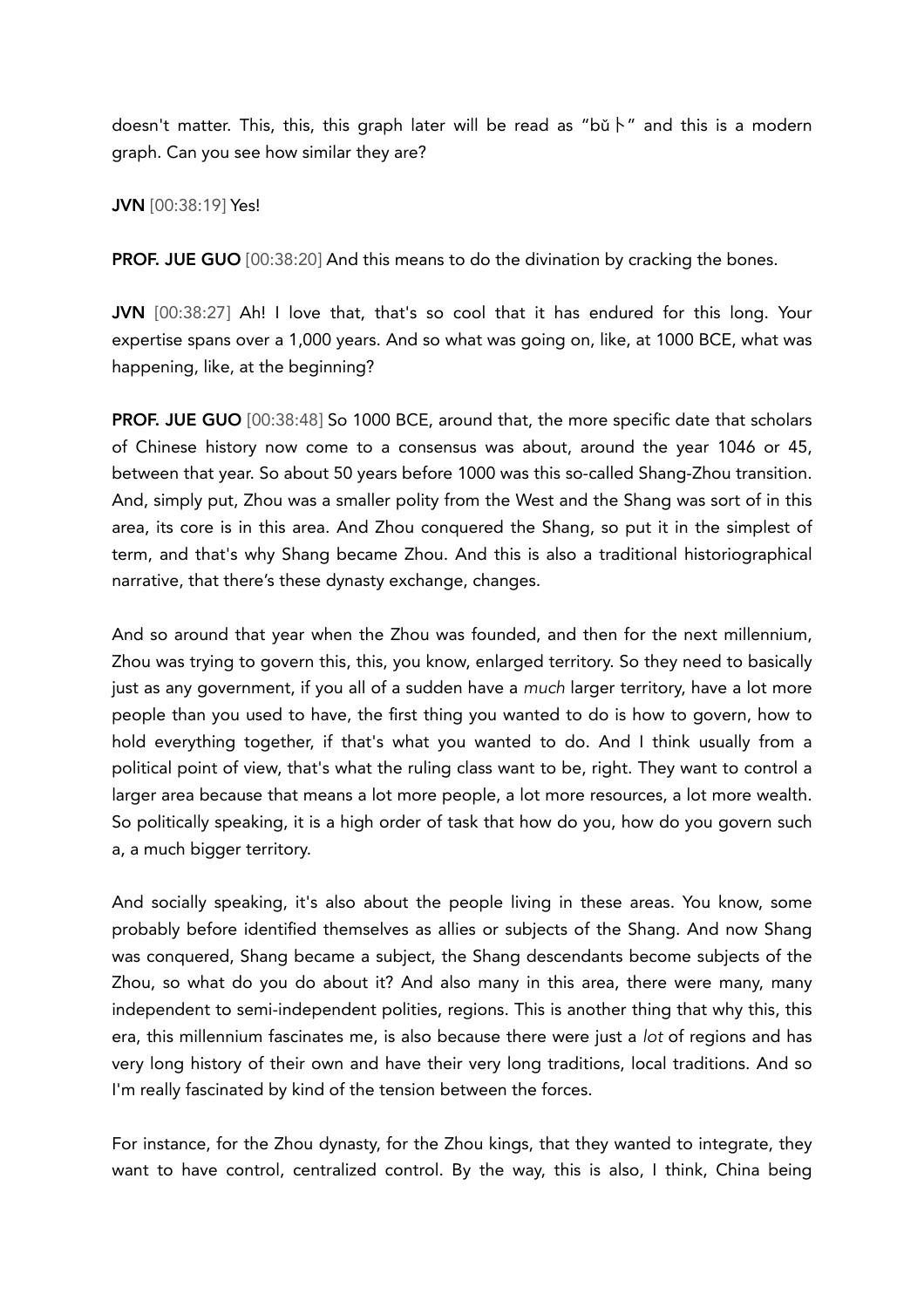doesn't matter. This, this, this graph later will be read as "bǔ卜" and this is a modern graph. Can you see how similar they are?

**JVN** [00:38:19] Yes!

**PROF. JUE GUO** [00:38:20] And this means to do the divination by cracking the bones.

**JVN** [00:38:27] Ah! I love that, that's so cool that it has endured for this long. Your expertise spans over a 1,000 years. And so what was going on, like, at 1000 BCE, what was happening, like, at the beginning?

**PROF. JUE GUO** [00:38:48] So 1000 BCE, around that, the more specific date that scholars of Chinese history now come to a consensus was about, around the year 1046 or 45, between that year. So about 50 years before 1000 was this so-called Shang-Zhou transition. And, simply put, Zhou was a smaller polity from the West and the Shang was sort of in this area, its core is in this area. And Zhou conquered the Shang, so put it in the simplest of term, and that's why Shang became Zhou. And this is also a traditional historiographical narrative, that there's these dynasty exchange, changes.

And so around that year when the Zhou was founded, and then for the next millennium, Zhou was trying to govern this, this, you know, enlarged territory. So they need to basically just as any government, if you all of a sudden have a *much* larger territory, have a lot more people than you used to have, the first thing you wanted to do is how to govern, how to hold everything together, if that's what you wanted to do. And I think usually from a political point of view, that's what the ruling class want to be, right. They want to control a larger area because that means a lot more people, a lot more resources, a lot more wealth. So politically speaking, it is a high order of task that how do you, how do you govern such a, a much bigger territory.

And socially speaking, it's also about the people living in these areas. You know, some probably before identified themselves as allies or subjects of the Shang. And now Shang was conquered, Shang became a subject, the Shang descendants become subjects of the Zhou, so what do you do about it? And also many in this area, there were many, many independent to semi-independent polities, regions. This is another thing that why this, this era, this millennium fascinates me, is also because there were just a *lot* of regions and has very long history of their own and have their very long traditions, local traditions. And so I'm really fascinated by kind of the tension between the forces.

For instance, for the Zhou dynasty, for the Zhou kings, that they wanted to integrate, they want to have control, centralized control. By the way, this is also, I think, China being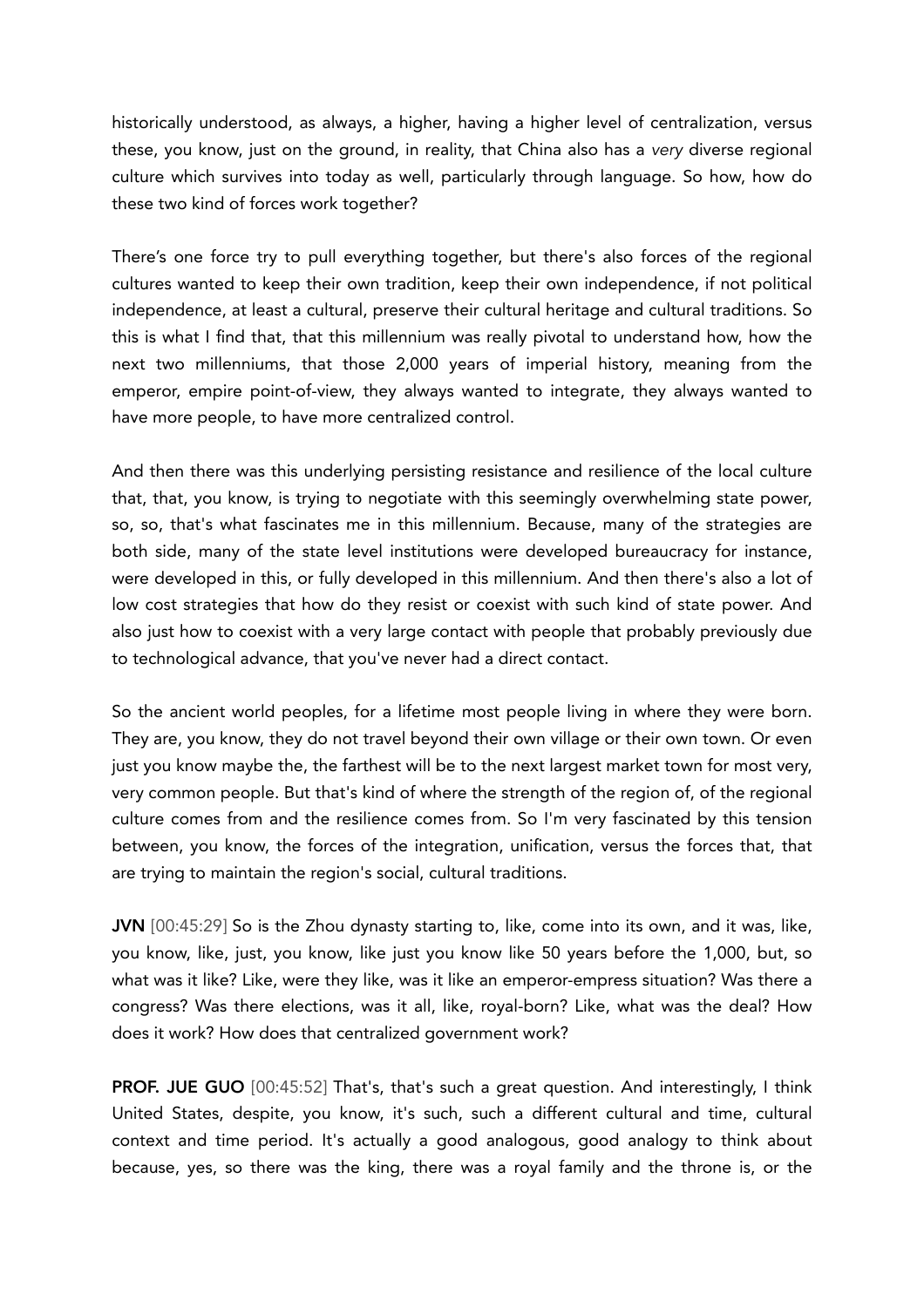historically understood, as always, a higher, having a higher level of centralization, versus these, you know, just on the ground, in reality, that China also has a *very* diverse regional culture which survives into today as well, particularly through language. So how, how do these two kind of forces work together?

There's one force try to pull everything together, but there's also forces of the regional cultures wanted to keep their own tradition, keep their own independence, if not political independence, at least a cultural, preserve their cultural heritage and cultural traditions. So this is what I find that, that this millennium was really pivotal to understand how, how the next two millenniums, that those 2,000 years of imperial history, meaning from the emperor, empire point-of-view, they always wanted to integrate, they always wanted to have more people, to have more centralized control.

And then there was this underlying persisting resistance and resilience of the local culture that, that, you know, is trying to negotiate with this seemingly overwhelming state power, so, so, that's what fascinates me in this millennium. Because, many of the strategies are both side, many of the state level institutions were developed bureaucracy for instance, were developed in this, or fully developed in this millennium. And then there's also a lot of low cost strategies that how do they resist or coexist with such kind of state power. And also just how to coexist with a very large contact with people that probably previously due to technological advance, that you've never had a direct contact.

So the ancient world peoples, for a lifetime most people living in where they were born. They are, you know, they do not travel beyond their own village or their own town. Or even just you know maybe the, the farthest will be to the next largest market town for most very, very common people. But that's kind of where the strength of the region of, of the regional culture comes from and the resilience comes from. So I'm very fascinated by this tension between, you know, the forces of the integration, unification, versus the forces that, that are trying to maintain the region's social, cultural traditions.

**JVN** [00:45:29] So is the Zhou dynasty starting to, like, come into its own, and it was, like, you know, like, just, you know, like just you know like 50 years before the 1,000, but, so what was it like? Like, were they like, was it like an emperor-empress situation? Was there a congress? Was there elections, was it all, like, royal-born? Like, what was the deal? How does it work? How does that centralized government work?

**PROF. JUE GUO** [00:45:52] That's, that's such a great question. And interestingly, I think United States, despite, you know, it's such, such a different cultural and time, cultural context and time period. It's actually a good analogous, good analogy to think about because, yes, so there was the king, there was a royal family and the throne is, or the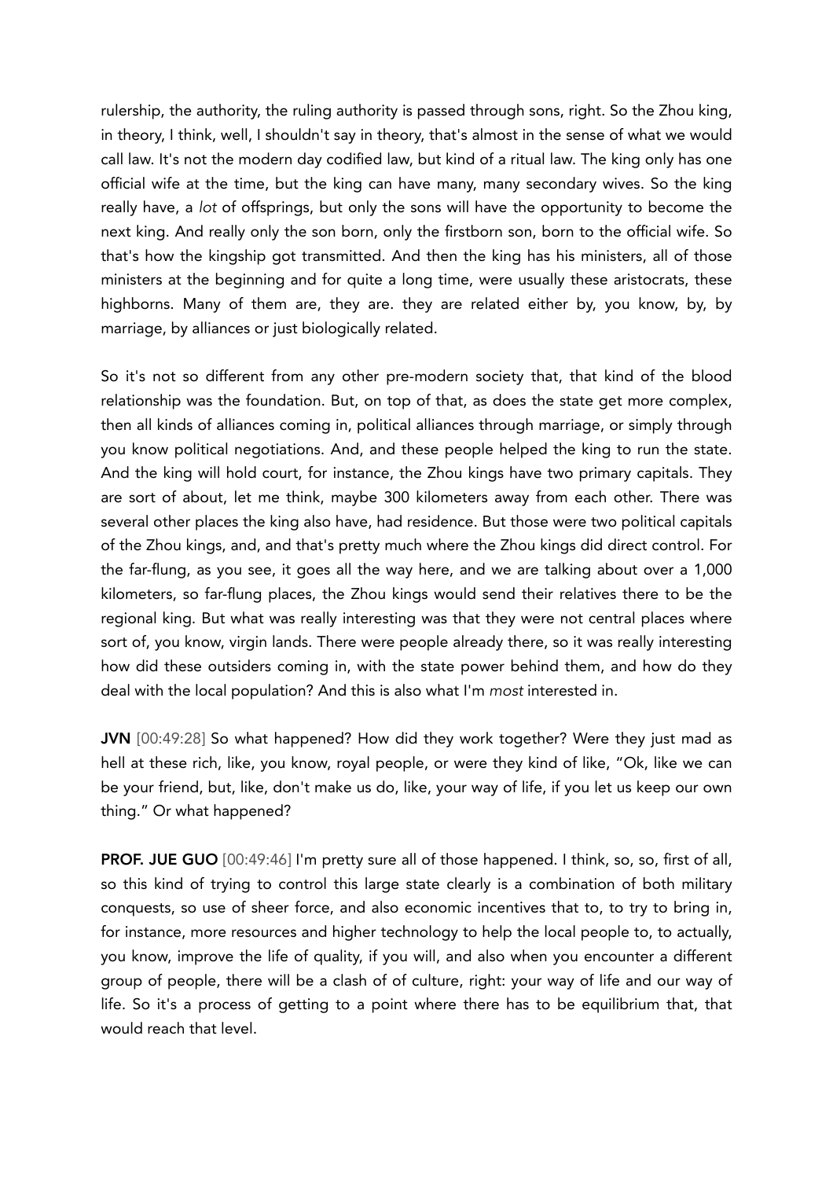rulership, the authority, the ruling authority is passed through sons, right. So the Zhou king, in theory, I think, well, I shouldn't say in theory, that's almost in the sense of what we would call law. It's not the modern day codified law, but kind of a ritual law. The king only has one official wife at the time, but the king can have many, many secondary wives. So the king really have, a *lot* of offsprings, but only the sons will have the opportunity to become the next king. And really only the son born, only the firstborn son, born to the official wife. So that's how the kingship got transmitted. And then the king has his ministers, all of those ministers at the beginning and for quite a long time, were usually these aristocrats, these highborns. Many of them are, they are. they are related either by, you know, by, by marriage, by alliances or just biologically related.

So it's not so different from any other pre-modern society that, that kind of the blood relationship was the foundation. But, on top of that, as does the state get more complex, then all kinds of alliances coming in, political alliances through marriage, or simply through you know political negotiations. And, and these people helped the king to run the state. And the king will hold court, for instance, the Zhou kings have two primary capitals. They are sort of about, let me think, maybe 300 kilometers away from each other. There was several other places the king also have, had residence. But those were two political capitals of the Zhou kings, and, and that's pretty much where the Zhou kings did direct control. For the far-flung, as you see, it goes all the way here, and we are talking about over a 1,000 kilometers, so far-flung places, the Zhou kings would send their relatives there to be the regional king. But what was really interesting was that they were not central places where sort of, you know, virgin lands. There were people already there, so it was really interesting how did these outsiders coming in, with the state power behind them, and how do they deal with the local population? And this is also what I'm *most* interested in.

**JVN** [00:49:28] So what happened? How did they work together? Were they just mad as hell at these rich, like, you know, royal people, or were they kind of like, "Ok, like we can be your friend, but, like, don't make us do, like, your way of life, if you let us keep our own thing." Or what happened?

**PROF. JUE GUO** [00:49:46] I'm pretty sure all of those happened. I think, so, so, first of all, so this kind of trying to control this large state clearly is a combination of both military conquests, so use of sheer force, and also economic incentives that to, to try to bring in, for instance, more resources and higher technology to help the local people to, to actually, you know, improve the life of quality, if you will, and also when you encounter a different group of people, there will be a clash of of culture, right: your way of life and our way of life. So it's a process of getting to a point where there has to be equilibrium that, that would reach that level.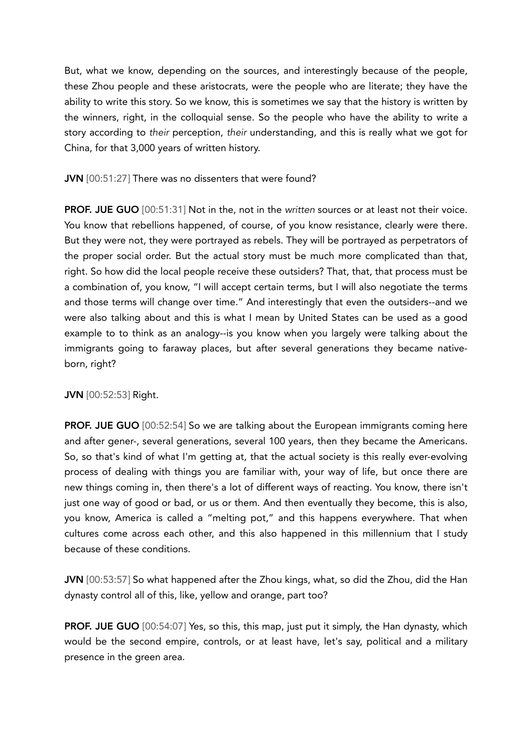But, what we know, depending on the sources, and interestingly because of the people, these Zhou people and these aristocrats, were the people who are literate; they have the ability to write this story. So we know, this is sometimes we say that the history is written by the winners, right, in the colloquial sense. So the people who have the ability to write a story according to *their* perception, *their* understanding, and this is really what we got for China, for that 3,000 years of written history.

**JVN** [00:51:27] There was no dissenters that were found?

**PROF. JUE GUO** [00:51:31] Not in the, not in the *written* sources or at least not their voice. You know that rebellions happened, of course, of you know resistance, clearly were there. But they were not, they were portrayed as rebels. They will be portrayed as perpetrators of the proper social order. But the actual story must be much more complicated than that, right. So how did the local people receive these outsiders? That, that, that process must be a combination of, you know, "I will accept certain terms, but I will also negotiate the terms and those terms will change over time." And interestingly that even the outsiders--and we were also talking about and this is what I mean by United States can be used as a good example to to think as an analogy--is you know when you largely were talking about the immigrants going to faraway places, but after several generations they became native-born, right?

**JVN** [00:52:53] Right.

**PROF. JUE GUO** [00:52:54] So we are talking about the European immigrants coming here and after gener-, several generations, several 100 years, then they became the Americans. So, so that's kind of what I'm getting at, that the actual society is this really ever-evolving process of dealing with things you are familiar with, your way of life, but once there are new things coming in, then there's a lot of different ways of reacting. You know, there isn't just one way of good or bad, or us or them. And then eventually they become, this is also, you know, America is called a "melting pot," and this happens everywhere. That when cultures come across each other, and this also happened in this millennium that I study because of these conditions.

**JVN** [00:53:57] So what happened after the Zhou kings, what, so did the Zhou, did the Han dynasty control all of this, like, yellow and orange, part too?

**PROF. JUE GUO** [00:54:07] Yes, so this, this map, just put it simply, the Han dynasty, which would be the second empire, controls, or at least have, let's say, political and a military presence in the green area.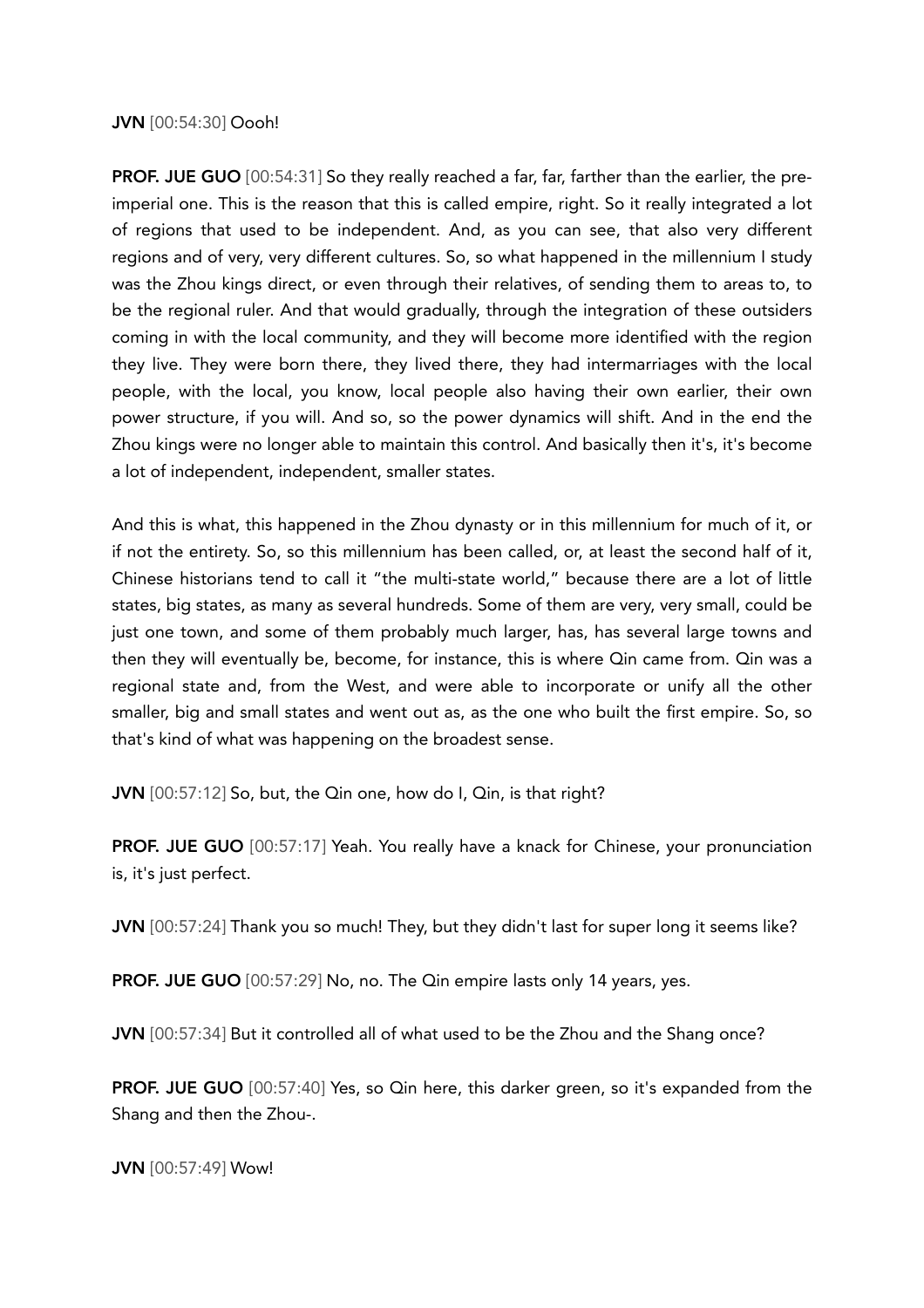**JVN** [00:54:30] Oooh!

**PROF. JUE GUO** [00:54:31] So they really reached a far, far, farther than the earlier, the pre-imperial one. This is the reason that this is called empire, right. So it really integrated a lot of regions that used to be independent. And, as you can see, that also very different regions and of very, very different cultures. So, so what happened in the millennium I study was the Zhou kings direct, or even through their relatives, of sending them to areas to, to be the regional ruler. And that would gradually, through the integration of these outsiders coming in with the local community, and they will become more identified with the region they live. They were born there, they lived there, they had intermarriages with the local people, with the local, you know, local people also having their own earlier, their own power structure, if you will. And so, so the power dynamics will shift. And in the end the Zhou kings were no longer able to maintain this control. And basically then it's, it's become a lot of independent, independent, smaller states.

And this is what, this happened in the Zhou dynasty or in this millennium for much of it, or if not the entirety. So, so this millennium has been called, or, at least the second half of it, Chinese historians tend to call it "the multi-state world," because there are a lot of little states, big states, as many as several hundreds. Some of them are very, very small, could be just one town, and some of them probably much larger, has, has several large towns and then they will eventually be, become, for instance, this is where Qin came from. Qin was a regional state and, from the West, and were able to incorporate or unify all the other smaller, big and small states and went out as, as the one who built the first empire. So, so that's kind of what was happening on the broadest sense.

**JVN** [00:57:12] So, but, the Qin one, how do I, Qin, is that right?

**PROF. JUE GUO** [00:57:17] Yeah. You really have a knack for Chinese, your pronunciation is, it's just perfect.

**JVN** [00:57:24] Thank you so much! They, but they didn't last for super long it seems like?

**PROF. JUE GUO** [00:57:29] No, no. The Qin empire lasts only 14 years, yes.

**JVN** [00:57:34] But it controlled all of what used to be the Zhou and the Shang once?

**PROF. JUE GUO** [00:57:40] Yes, so Qin here, this darker green, so it's expanded from the Shang and then the Zhou-.

**JVN** [00:57:49] Wow!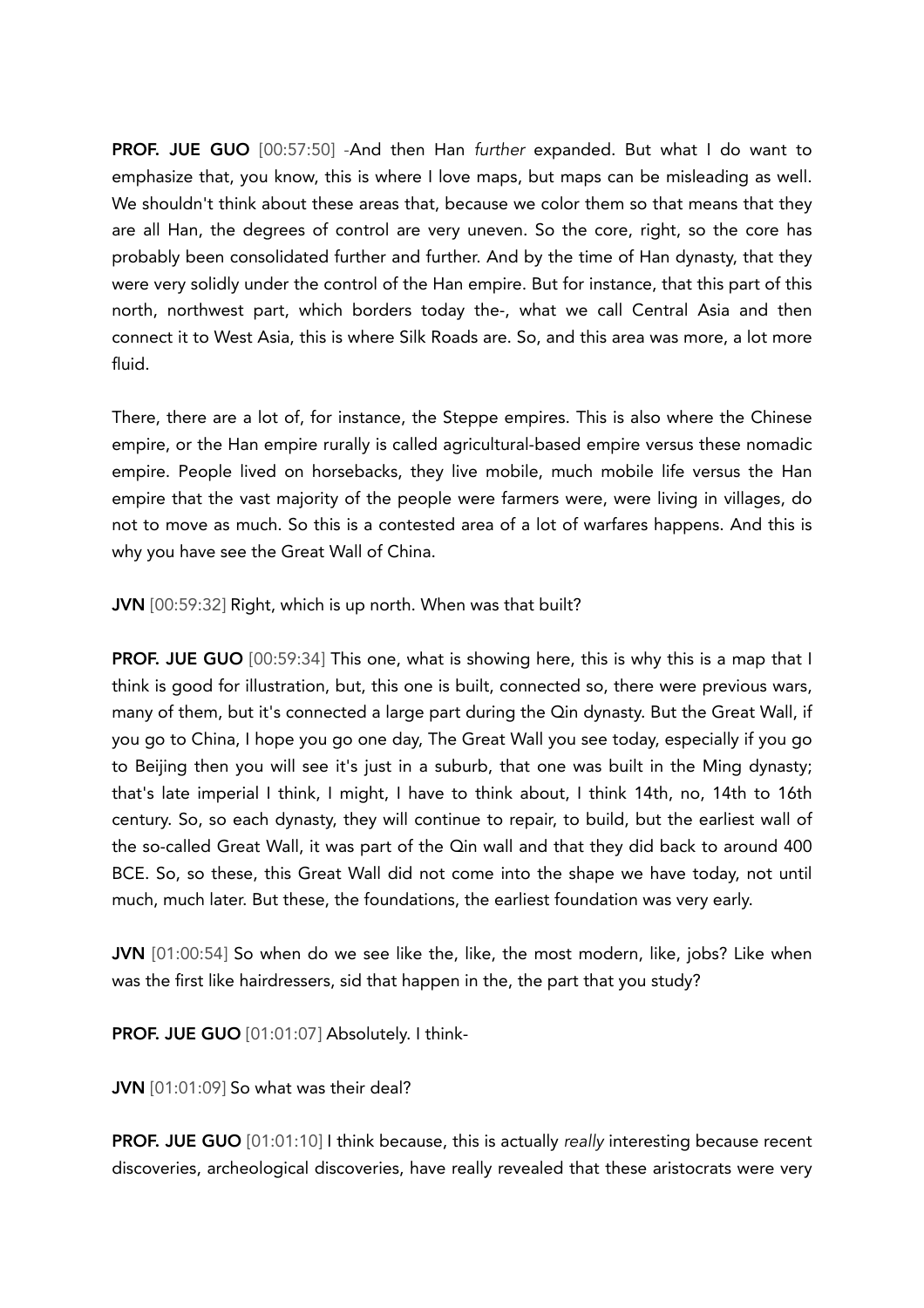**PROF. JUE GUO** [00:57:50] -And then Han *further* expanded. But what I do want to emphasize that, you know, this is where I love maps, but maps can be misleading as well. We shouldn't think about these areas that, because we color them so that means that they are all Han, the degrees of control are very uneven. So the core, right, so the core has probably been consolidated further and further. And by the time of Han dynasty, that they were very solidly under the control of the Han empire. But for instance, that this part of this north, northwest part, which borders today the-, what we call Central Asia and then connect it to West Asia, this is where Silk Roads are. So, and this area was more, a lot more fluid.

There, there are a lot of, for instance, the Steppe empires. This is also where the Chinese empire, or the Han empire rurally is called agricultural-based empire versus these nomadic empire. People lived on horsebacks, they live mobile, much mobile life versus the Han empire that the vast majority of the people were farmers were, were living in villages, do not to move as much. So this is a contested area of a lot of warfares happens. And this is why you have see the Great Wall of China.

**JVN** [00:59:32] Right, which is up north. When was that built?

**PROF. JUE GUO** [00:59:34] This one, what is showing here, this is why this is a map that I think is good for illustration, but, this one is built, connected so, there were previous wars, many of them, but it's connected a large part during the Qin dynasty. But the Great Wall, if you go to China, I hope you go one day, The Great Wall you see today, especially if you go to Beijing then you will see it's just in a suburb, that one was built in the Ming dynasty; that's late imperial I think, I might, I have to think about, I think 14th, no, 14th to 16th century. So, so each dynasty, they will continue to repair, to build, but the earliest wall of the so-called Great Wall, it was part of the Qin wall and that they did back to around 400 BCE. So, so these, this Great Wall did not come into the shape we have today, not until much, much later. But these, the foundations, the earliest foundation was very early.

**JVN** [01:00:54] So when do we see like the, like, the most modern, like, jobs? Like when was the first like hairdressers, sid that happen in the, the part that you study?

**PROF. JUE GUO** [01:01:07] Absolutely. I think-

**JVN** [01:01:09] So what was their deal?

**PROF. JUE GUO** [01:01:10] I think because, this is actually *really* interesting because recent discoveries, archeological discoveries, have really revealed that these aristocrats were very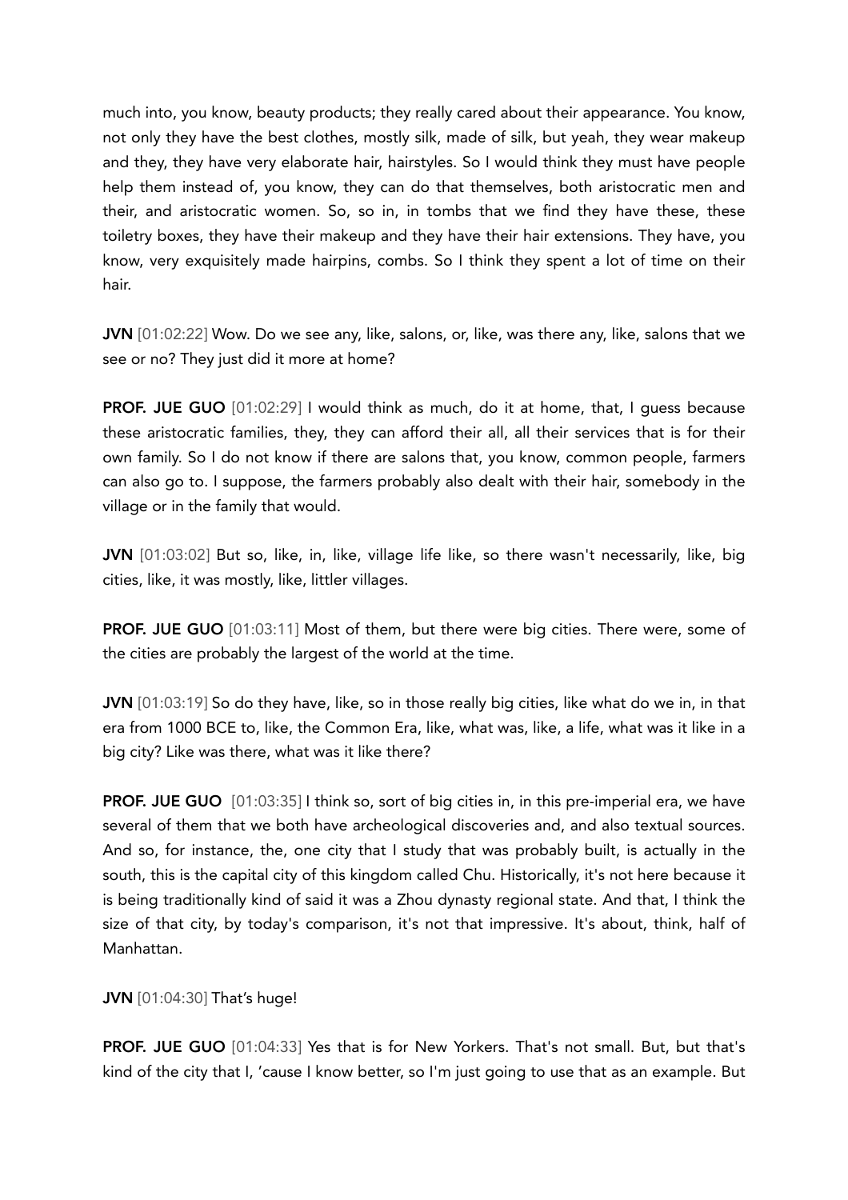much into, you know, beauty products; they really cared about their appearance. You know, not only they have the best clothes, mostly silk, made of silk, but yeah, they wear makeup and they, they have very elaborate hair, hairstyles. So I would think they must have people help them instead of, you know, they can do that themselves, both aristocratic men and their, and aristocratic women. So, so in, in tombs that we find they have these, these toiletry boxes, they have their makeup and they have their hair extensions. They have, you know, very exquisitely made hairpins, combs. So I think they spent a lot of time on their hair.

**JVN** [01:02:22] Wow. Do we see any, like, salons, or, like, was there any, like, salons that we see or no? They just did it more at home?

**PROF. JUE GUO** [01:02:29] I would think as much, do it at home, that, I guess because these aristocratic families, they, they can afford their all, all their services that is for their own family. So I do not know if there are salons that, you know, common people, farmers can also go to. I suppose, the farmers probably also dealt with their hair, somebody in the village or in the family that would.

**JVN** [01:03:02] But so, like, in, like, village life like, so there wasn't necessarily, like, big cities, like, it was mostly, like, littler villages.

**PROF. JUE GUO** [01:03:11] Most of them, but there were big cities. There were, some of the cities are probably the largest of the world at the time.

**JVN** [01:03:19] So do they have, like, so in those really big cities, like what do we in, in that era from 1000 BCE to, like, the Common Era, like, what was, like, a life, what was it like in a big city? Like was there, what was it like there?

**PROF. JUE GUO** [01:03:35] I think so, sort of big cities in, in this pre-imperial era, we have several of them that we both have archeological discoveries and, and also textual sources. And so, for instance, the, one city that I study that was probably built, is actually in the south, this is the capital city of this kingdom called Chu. Historically, it's not here because it is being traditionally kind of said it was a Zhou dynasty regional state. And that, I think the size of that city, by today's comparison, it's not that impressive. It's about, think, half of Manhattan.

**JVN** [01:04:30] That's huge!

**PROF. JUE GUO** [01:04:33] Yes that is for New Yorkers. That's not small. But, but that's kind of the city that I, 'cause I know better, so I'm just going to use that as an example. But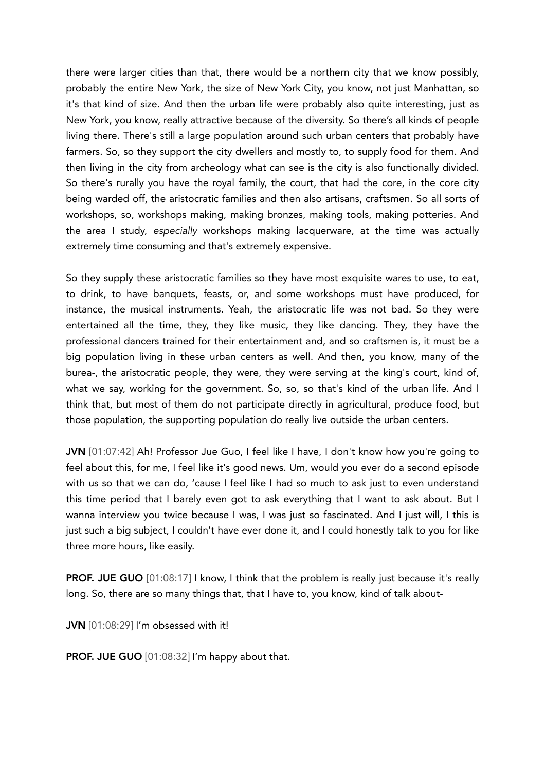there were larger cities than that, there would be a northern city that we know possibly, probably the entire New York, the size of New York City, you know, not just Manhattan, so it's that kind of size. And then the urban life were probably also quite interesting, just as New York, you know, really attractive because of the diversity. So there's all kinds of people living there. There's still a large population around such urban centers that probably have farmers. So, so they support the city dwellers and mostly to, to supply food for them. And then living in the city from archeology what can see is the city is also functionally divided. So there's rurally you have the royal family, the court, that had the core, in the core city being warded off, the aristocratic families and then also artisans, craftsmen. So all sorts of workshops, so, workshops making, making bronzes, making tools, making potteries. And the area I study, *especially* workshops making lacquerware, at the time was actually extremely time consuming and that's extremely expensive.

So they supply these aristocratic families so they have most exquisite wares to use, to eat, to drink, to have banquets, feasts, or, and some workshops must have produced, for instance, the musical instruments. Yeah, the aristocratic life was not bad. So they were entertained all the time, they, they like music, they like dancing. They, they have the professional dancers trained for their entertainment and, and so craftsmen is, it must be a big population living in these urban centers as well. And then, you know, many of the burea-, the aristocratic people, they were, they were serving at the king's court, kind of, what we say, working for the government. So, so, so that's kind of the urban life. And I think that, but most of them do not participate directly in agricultural, produce food, but those population, the supporting population do really live outside the urban centers.

**JVN** [01:07:42] Ah! Professor Jue Guo, I feel like I have, I don't know how you're going to feel about this, for me, I feel like it's good news. Um, would you ever do a second episode with us so that we can do, 'cause I feel like I had so much to ask just to even understand this time period that I barely even got to ask everything that I want to ask about. But I wanna interview you twice because I was, I was just so fascinated. And I just will, I this is just such a big subject, I couldn't have ever done it, and I could honestly talk to you for like three more hours, like easily.

**PROF. JUE GUO** [01:08:17] I know, I think that the problem is really just because it's really long. So, there are so many things that, that I have to, you know, kind of talk about-

**JVN** [01:08:29] I'm obsessed with it!

**PROF. JUE GUO** [01:08:32] I'm happy about that.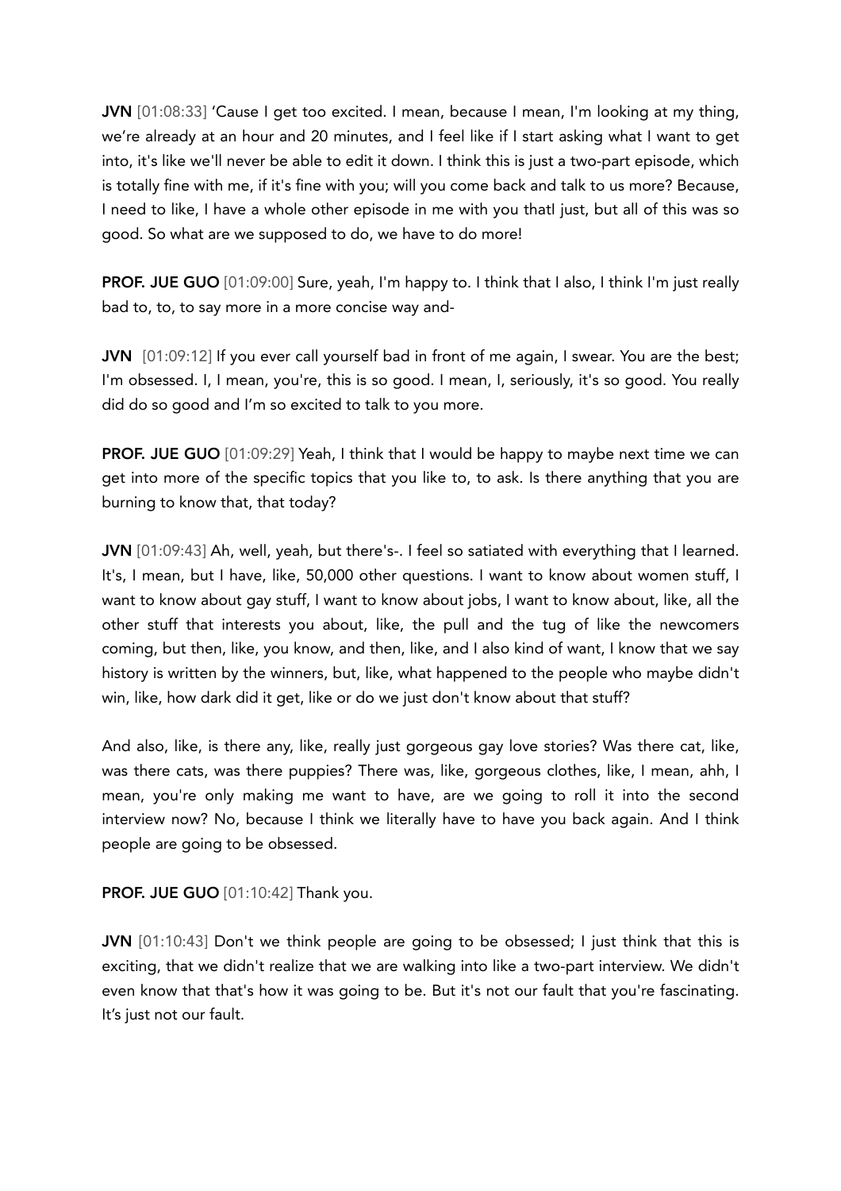**JVN** [01:08:33] 'Cause I get too excited. I mean, because I mean, I'm looking at my thing, we're already at an hour and 20 minutes, and I feel like if I start asking what I want to get into, it's like we'll never be able to edit it down. I think this is just a two-part episode, which is totally fine with me, if it's fine with you; will you come back and talk to us more? Because, I need to like, I have a whole other episode in me with you thatI just, but all of this was so good. So what are we supposed to do, we have to do more!

**PROF. JUE GUO** [01:09:00] Sure, yeah, I'm happy to. I think that I also, I think I'm just really bad to, to, to say more in a more concise way and-

**JVN** [01:09:12] If you ever call yourself bad in front of me again, I swear. You are the best; I'm obsessed. I, I mean, you're, this is so good. I mean, I, seriously, it's so good. You really did do so good and I'm so excited to talk to you more.

**PROF. JUE GUO** [01:09:29] Yeah, I think that I would be happy to maybe next time we can get into more of the specific topics that you like to, to ask. Is there anything that you are burning to know that, that today?

**JVN** [01:09:43] Ah, well, yeah, but there's-. I feel so satiated with everything that I learned. It's, I mean, but I have, like, 50,000 other questions. I want to know about women stuff, I want to know about gay stuff, I want to know about jobs, I want to know about, like, all the other stuff that interests you about, like, the pull and the tug of like the newcomers coming, but then, like, you know, and then, like, and I also kind of want, I know that we say history is written by the winners, but, like, what happened to the people who maybe didn't win, like, how dark did it get, like or do we just don't know about that stuff?

And also, like, is there any, like, really just gorgeous gay love stories? Was there cat, like, was there cats, was there puppies? There was, like, gorgeous clothes, like, I mean, ahh, I mean, you're only making me want to have, are we going to roll it into the second interview now? No, because I think we literally have to have you back again. And I think people are going to be obsessed.

**PROF. JUE GUO** [01:10:42] Thank you.

**JVN** [01:10:43] Don't we think people are going to be obsessed; I just think that this is exciting, that we didn't realize that we are walking into like a two-part interview. We didn't even know that that's how it was going to be. But it's not our fault that you're fascinating. It's just not our fault.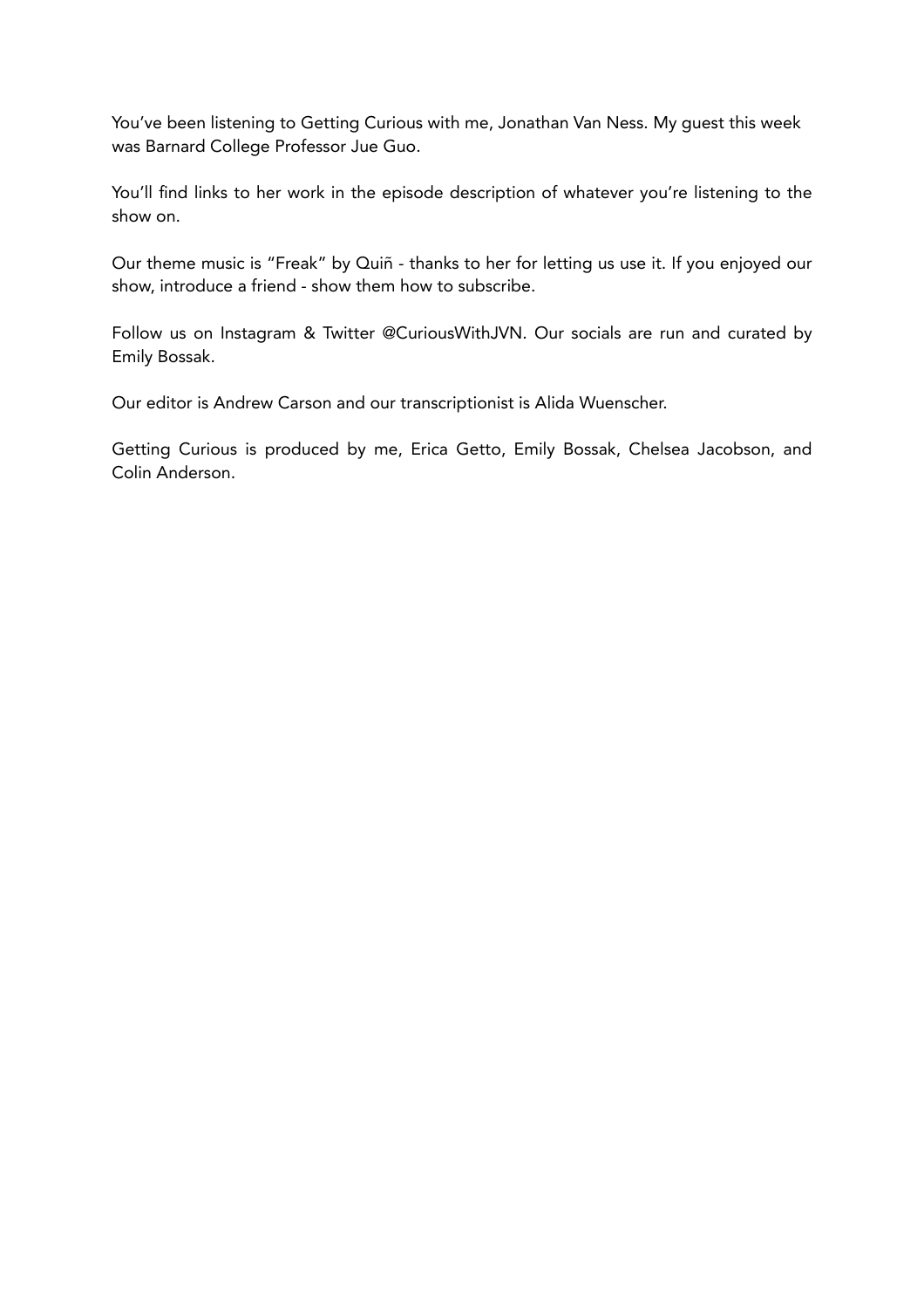You've been listening to Getting Curious with me, Jonathan Van Ness. My guest this week was Barnard College Professor Jue Guo.

You'll find links to her work in the episode description of whatever you're listening to the show on.

Our theme music is "Freak" by Quiñ - thanks to her for letting us use it. If you enjoyed our show, introduce a friend - show them how to subscribe.

Follow us on Instagram & Twitter @CuriousWithJVN. Our socials are run and curated by Emily Bossak.

Our editor is Andrew Carson and our transcriptionist is Alida Wuenscher.

Getting Curious is produced by me, Erica Getto, Emily Bossak, Chelsea Jacobson, and Colin Anderson.